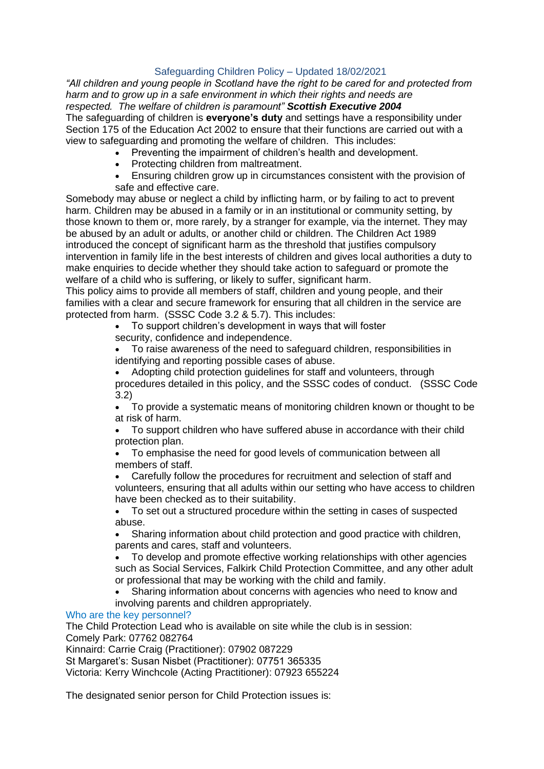# Safeguarding Children Policy – Updated 18/02/2021

*"All children and young people in Scotland have the right to be cared for and protected from harm and to grow up in a safe environment in which their rights and needs are respected. The welfare of children is paramount"* ***Scottish Executive 2004***

The safeguarding of children is **everyone's duty** and settings have a responsibility under Section 175 of the Education Act 2002 to ensure that their functions are carried out with a view to safeguarding and promoting the welfare of children. This includes:

- Preventing the impairment of children's health and development.
- Protecting children from maltreatment.
- Ensuring children grow up in circumstances consistent with the provision of safe and effective care.

Somebody may abuse or neglect a child by inflicting harm, or by failing to act to prevent harm. Children may be abused in a family or in an institutional or community setting, by those known to them or, more rarely, by a stranger for example, via the internet. They may be abused by an adult or adults, or another child or children. The Children Act 1989 introduced the concept of significant harm as the threshold that justifies compulsory intervention in family life in the best interests of children and gives local authorities a duty to make enquiries to decide whether they should take action to safeguard or promote the welfare of a child who is suffering, or likely to suffer, significant harm.

This policy aims to provide all members of staff, children and young people, and their families with a clear and secure framework for ensuring that all children in the service are protected from harm. (SSSC Code 3.2 & 5.7). This includes:

- To support children's development in ways that will foster security, confidence and independence.
- To raise awareness of the need to safeguard children, responsibilities in identifying and reporting possible cases of abuse.
- Adopting child protection guidelines for staff and volunteers, through procedures detailed in this policy, and the SSSC codes of conduct. (SSSC Code 3.2)
- To provide a systematic means of monitoring children known or thought to be at risk of harm.
- To support children who have suffered abuse in accordance with their child protection plan.
- To emphasise the need for good levels of communication between all members of staff.
- Carefully follow the procedures for recruitment and selection of staff and volunteers, ensuring that all adults within our setting who have access to children have been checked as to their suitability.
- To set out a structured procedure within the setting in cases of suspected abuse.
- Sharing information about child protection and good practice with children, parents and cares, staff and volunteers.
- To develop and promote effective working relationships with other agencies such as Social Services, Falkirk Child Protection Committee, and any other adult or professional that may be working with the child and family.
- Sharing information about concerns with agencies who need to know and involving parents and children appropriately.

## Who are the key personnel?

The Child Protection Lead who is available on site while the club is in session:
Comely Park: 07762 082764
Kinnaird: Carrie Craig (Practitioner): 07902 087229
St Margaret's: Susan Nisbet (Practitioner): 07751 365335
Victoria: Kerry Winchcole (Acting Practitioner): 07923 655224

The designated senior person for Child Protection issues is: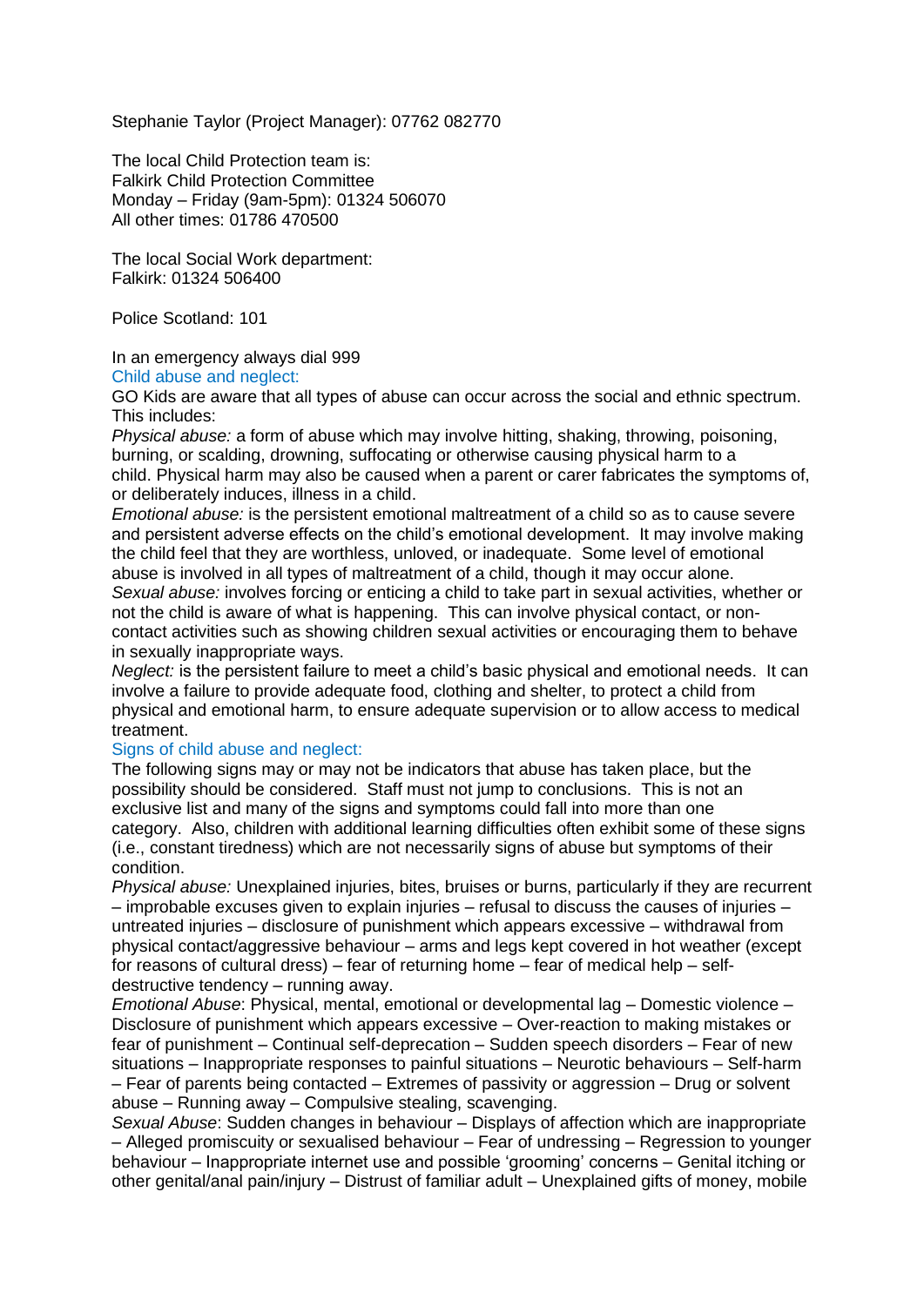Stephanie Taylor (Project Manager): 07762 082770

The local Child Protection team is:
Falkirk Child Protection Committee
Monday – Friday (9am-5pm): 01324 506070
All other times: 01786 470500

The local Social Work department:
Falkirk: 01324 506400

Police Scotland: 101

In an emergency always dial 999

## Child abuse and neglect:

GO Kids are aware that all types of abuse can occur across the social and ethnic spectrum. This includes:

*Physical abuse:* a form of abuse which may involve hitting, shaking, throwing, poisoning, burning, or scalding, drowning, suffocating or otherwise causing physical harm to a child. Physical harm may also be caused when a parent or carer fabricates the symptoms of, or deliberately induces, illness in a child.

*Emotional abuse:* is the persistent emotional maltreatment of a child so as to cause severe and persistent adverse effects on the child's emotional development. It may involve making the child feel that they are worthless, unloved, or inadequate. Some level of emotional abuse is involved in all types of maltreatment of a child, though it may occur alone.

*Sexual abuse:* involves forcing or enticing a child to take part in sexual activities, whether or not the child is aware of what is happening. This can involve physical contact, or non-contact activities such as showing children sexual activities or encouraging them to behave in sexually inappropriate ways.

*Neglect:* is the persistent failure to meet a child's basic physical and emotional needs. It can involve a failure to provide adequate food, clothing and shelter, to protect a child from physical and emotional harm, to ensure adequate supervision or to allow access to medical treatment.

## Signs of child abuse and neglect:

The following signs may or may not be indicators that abuse has taken place, but the possibility should be considered. Staff must not jump to conclusions. This is not an exclusive list and many of the signs and symptoms could fall into more than one category. Also, children with additional learning difficulties often exhibit some of these signs (i.e., constant tiredness) which are not necessarily signs of abuse but symptoms of their condition.

*Physical abuse:* Unexplained injuries, bites, bruises or burns, particularly if they are recurrent – improbable excuses given to explain injuries – refusal to discuss the causes of injuries – untreated injuries – disclosure of punishment which appears excessive – withdrawal from physical contact/aggressive behaviour – arms and legs kept covered in hot weather (except for reasons of cultural dress) – fear of returning home – fear of medical help – self-destructive tendency – running away.

*Emotional Abuse*: Physical, mental, emotional or developmental lag – Domestic violence – Disclosure of punishment which appears excessive – Over-reaction to making mistakes or fear of punishment – Continual self-deprecation – Sudden speech disorders – Fear of new situations – Inappropriate responses to painful situations – Neurotic behaviours – Self-harm – Fear of parents being contacted – Extremes of passivity or aggression – Drug or solvent abuse – Running away – Compulsive stealing, scavenging.

*Sexual Abuse*: Sudden changes in behaviour – Displays of affection which are inappropriate – Alleged promiscuity or sexualised behaviour – Fear of undressing – Regression to younger behaviour – Inappropriate internet use and possible 'grooming' concerns – Genital itching or other genital/anal pain/injury – Distrust of familiar adult – Unexplained gifts of money, mobile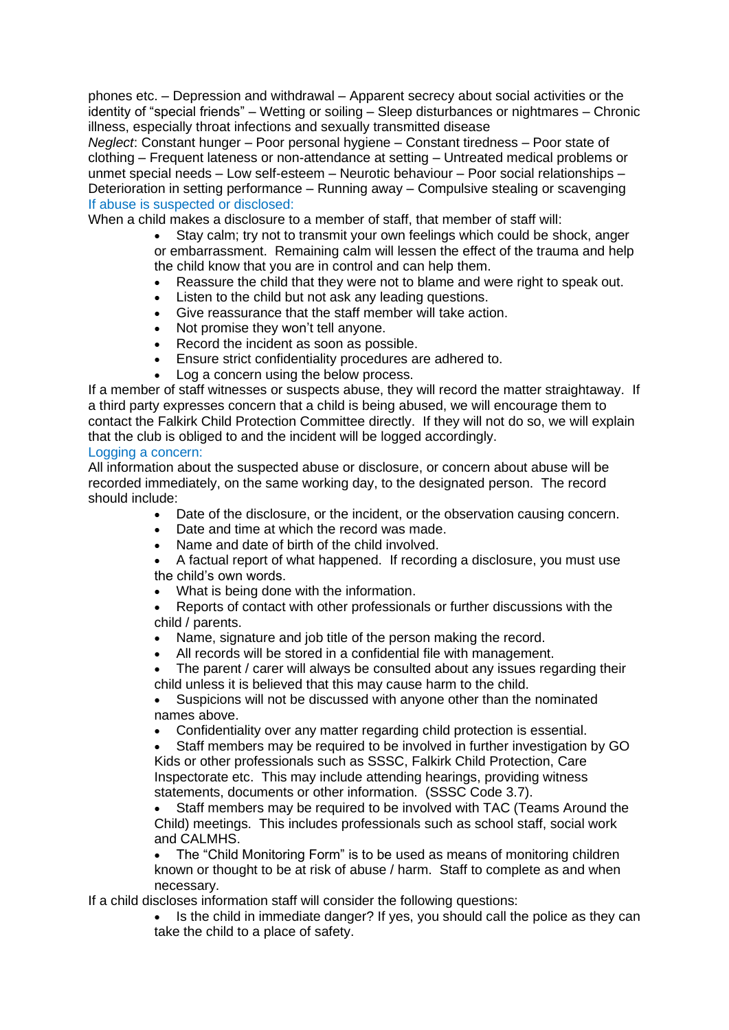phones etc. – Depression and withdrawal – Apparent secrecy about social activities or the identity of "special friends" – Wetting or soiling – Sleep disturbances or nightmares – Chronic illness, especially throat infections and sexually transmitted disease

*Neglect*: Constant hunger – Poor personal hygiene – Constant tiredness – Poor state of clothing – Frequent lateness or non-attendance at setting – Untreated medical problems or unmet special needs – Low self-esteem – Neurotic behaviour – Poor social relationships – Deterioration in setting performance – Running away – Compulsive stealing or scavenging

### If abuse is suspected or disclosed:

When a child makes a disclosure to a member of staff, that member of staff will:

- Stay calm; try not to transmit your own feelings which could be shock, anger or embarrassment. Remaining calm will lessen the effect of the trauma and help the child know that you are in control and can help them.
- Reassure the child that they were not to blame and were right to speak out.
- Listen to the child but not ask any leading questions.
- Give reassurance that the staff member will take action.
- Not promise they won't tell anyone.
- Record the incident as soon as possible.
- Ensure strict confidentiality procedures are adhered to.
- Log a concern using the below process.

If a member of staff witnesses or suspects abuse, they will record the matter straightaway. If a third party expresses concern that a child is being abused, we will encourage them to contact the Falkirk Child Protection Committee directly. If they will not do so, we will explain that the club is obliged to and the incident will be logged accordingly.

### Logging a concern:

All information about the suspected abuse or disclosure, or concern about abuse will be recorded immediately, on the same working day, to the designated person. The record should include:

- Date of the disclosure, or the incident, or the observation causing concern.
- Date and time at which the record was made.
- Name and date of birth of the child involved.
- A factual report of what happened. If recording a disclosure, you must use the child's own words.
- What is being done with the information.
- Reports of contact with other professionals or further discussions with the child / parents.
- Name, signature and job title of the person making the record.
- All records will be stored in a confidential file with management.
- The parent / carer will always be consulted about any issues regarding their child unless it is believed that this may cause harm to the child.
- Suspicions will not be discussed with anyone other than the nominated names above.
- Confidentiality over any matter regarding child protection is essential.
- Staff members may be required to be involved in further investigation by GO Kids or other professionals such as SSSC, Falkirk Child Protection, Care Inspectorate etc. This may include attending hearings, providing witness statements, documents or other information. (SSSC Code 3.7).
- Staff members may be required to be involved with TAC (Teams Around the Child) meetings. This includes professionals such as school staff, social work and CALMHS.
- The "Child Monitoring Form" is to be used as means of monitoring children known or thought to be at risk of abuse / harm. Staff to complete as and when necessary.

If a child discloses information staff will consider the following questions:

- Is the child in immediate danger? If yes, you should call the police as they can take the child to a place of safety.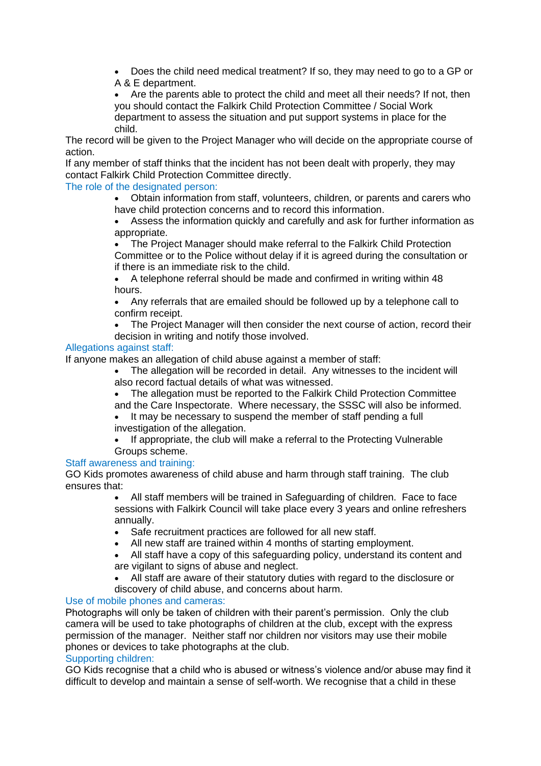- Does the child need medical treatment? If so, they may need to go to a GP or A & E department.
- Are the parents able to protect the child and meet all their needs? If not, then you should contact the Falkirk Child Protection Committee / Social Work department to assess the situation and put support systems in place for the child.

The record will be given to the Project Manager who will decide on the appropriate course of action.

If any member of staff thinks that the incident has not been dealt with properly, they may contact Falkirk Child Protection Committee directly.

### The role of the designated person:

- Obtain information from staff, volunteers, children, or parents and carers who have child protection concerns and to record this information.
- Assess the information quickly and carefully and ask for further information as appropriate.
- The Project Manager should make referral to the Falkirk Child Protection Committee or to the Police without delay if it is agreed during the consultation or if there is an immediate risk to the child.
- A telephone referral should be made and confirmed in writing within 48 hours.
- Any referrals that are emailed should be followed up by a telephone call to confirm receipt.
- The Project Manager will then consider the next course of action, record their decision in writing and notify those involved.

### Allegations against staff:

If anyone makes an allegation of child abuse against a member of staff:

- The allegation will be recorded in detail. Any witnesses to the incident will also record factual details of what was witnessed.
- The allegation must be reported to the Falkirk Child Protection Committee and the Care Inspectorate. Where necessary, the SSSC will also be informed.
- It may be necessary to suspend the member of staff pending a full investigation of the allegation.
- If appropriate, the club will make a referral to the Protecting Vulnerable Groups scheme.

### Staff awareness and training:

GO Kids promotes awareness of child abuse and harm through staff training. The club ensures that:

- All staff members will be trained in Safeguarding of children. Face to face sessions with Falkirk Council will take place every 3 years and online refreshers annually.
- Safe recruitment practices are followed for all new staff.
- All new staff are trained within 4 months of starting employment.
- All staff have a copy of this safeguarding policy, understand its content and are vigilant to signs of abuse and neglect.
- All staff are aware of their statutory duties with regard to the disclosure or discovery of child abuse, and concerns about harm.

### Use of mobile phones and cameras:

Photographs will only be taken of children with their parent's permission. Only the club camera will be used to take photographs of children at the club, except with the express permission of the manager. Neither staff nor children nor visitors may use their mobile phones or devices to take photographs at the club.

### Supporting children:

GO Kids recognise that a child who is abused or witness's violence and/or abuse may find it difficult to develop and maintain a sense of self-worth. We recognise that a child in these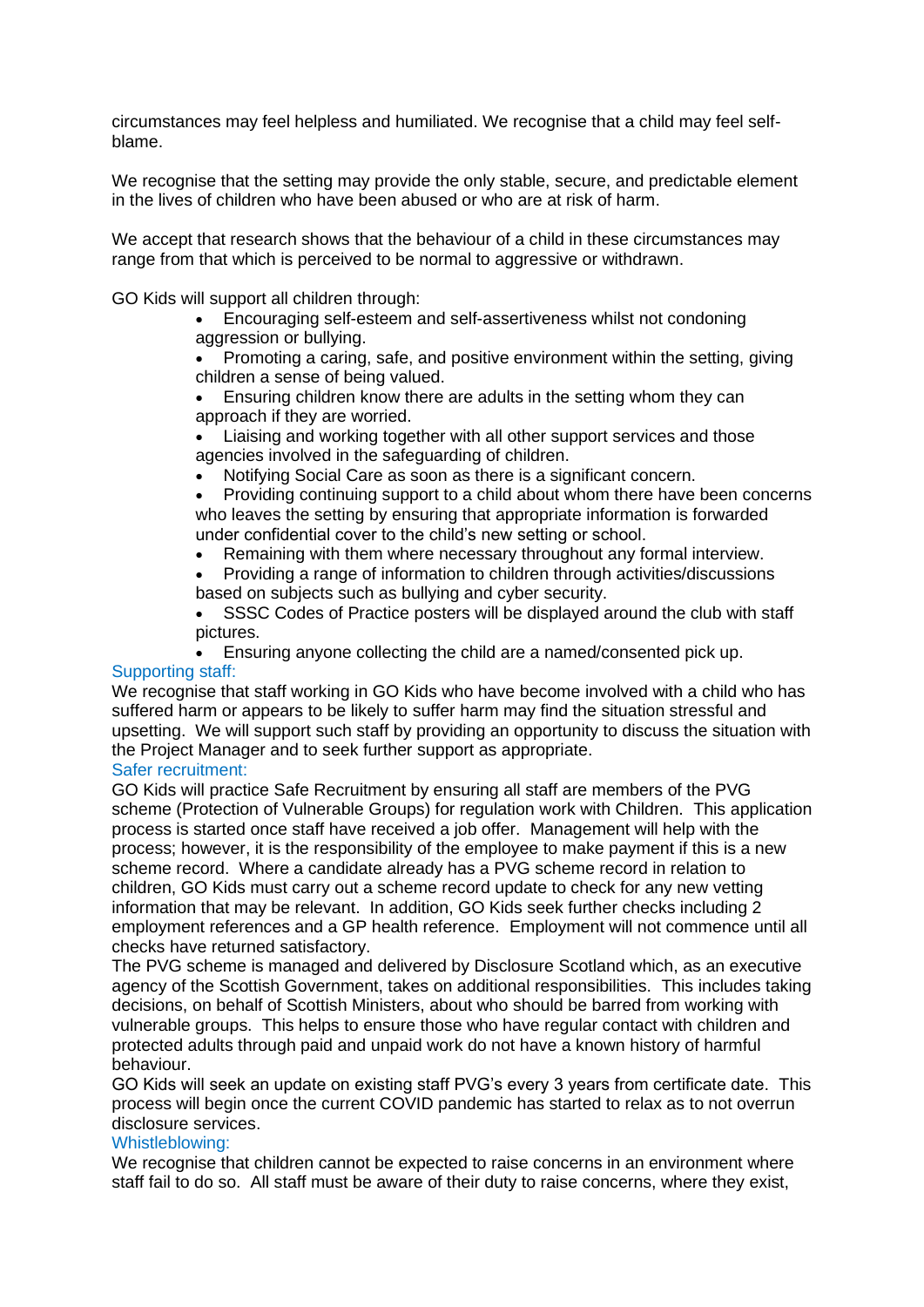circumstances may feel helpless and humiliated. We recognise that a child may feel self-blame.

We recognise that the setting may provide the only stable, secure, and predictable element in the lives of children who have been abused or who are at risk of harm.

We accept that research shows that the behaviour of a child in these circumstances may range from that which is perceived to be normal to aggressive or withdrawn.

GO Kids will support all children through:

- Encouraging self-esteem and self-assertiveness whilst not condoning aggression or bullying.
- Promoting a caring, safe, and positive environment within the setting, giving children a sense of being valued.
- Ensuring children know there are adults in the setting whom they can approach if they are worried.
- Liaising and working together with all other support services and those agencies involved in the safeguarding of children.
- Notifying Social Care as soon as there is a significant concern.
- Providing continuing support to a child about whom there have been concerns who leaves the setting by ensuring that appropriate information is forwarded under confidential cover to the child's new setting or school.
- Remaining with them where necessary throughout any formal interview.
- Providing a range of information to children through activities/discussions based on subjects such as bullying and cyber security.
- SSSC Codes of Practice posters will be displayed around the club with staff pictures.
- Ensuring anyone collecting the child are a named/consented pick up.

### Supporting staff:

We recognise that staff working in GO Kids who have become involved with a child who has suffered harm or appears to be likely to suffer harm may find the situation stressful and upsetting. We will support such staff by providing an opportunity to discuss the situation with the Project Manager and to seek further support as appropriate.

### Safer recruitment:

GO Kids will practice Safe Recruitment by ensuring all staff are members of the PVG scheme (Protection of Vulnerable Groups) for regulation work with Children. This application process is started once staff have received a job offer. Management will help with the process; however, it is the responsibility of the employee to make payment if this is a new scheme record. Where a candidate already has a PVG scheme record in relation to children, GO Kids must carry out a scheme record update to check for any new vetting information that may be relevant. In addition, GO Kids seek further checks including 2 employment references and a GP health reference. Employment will not commence until all checks have returned satisfactory.

The PVG scheme is managed and delivered by Disclosure Scotland which, as an executive agency of the Scottish Government, takes on additional responsibilities. This includes taking decisions, on behalf of Scottish Ministers, about who should be barred from working with vulnerable groups. This helps to ensure those who have regular contact with children and protected adults through paid and unpaid work do not have a known history of harmful behaviour.

GO Kids will seek an update on existing staff PVG's every 3 years from certificate date. This process will begin once the current COVID pandemic has started to relax as to not overrun disclosure services.

### Whistleblowing:

We recognise that children cannot be expected to raise concerns in an environment where staff fail to do so. All staff must be aware of their duty to raise concerns, where they exist,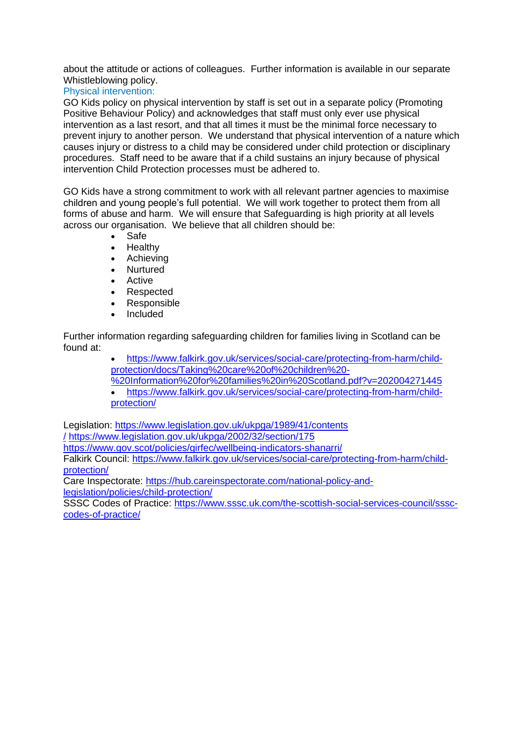about the attitude or actions of colleagues. Further information is available in our separate Whistleblowing policy.

### Physical intervention:

GO Kids policy on physical intervention by staff is set out in a separate policy (Promoting Positive Behaviour Policy) and acknowledges that staff must only ever use physical intervention as a last resort, and that all times it must be the minimal force necessary to prevent injury to another person. We understand that physical intervention of a nature which causes injury or distress to a child may be considered under child protection or disciplinary procedures. Staff need to be aware that if a child sustains an injury because of physical intervention Child Protection processes must be adhered to.

GO Kids have a strong commitment to work with all relevant partner agencies to maximise children and young people's full potential. We will work together to protect them from all forms of abuse and harm. We will ensure that Safeguarding is high priority at all levels across our organisation. We believe that all children should be:

- Safe
- Healthy
- Achieving
- Nurtured
- Active
- Respected
- Responsible
- Included

Further information regarding safeguarding children for families living in Scotland can be found at:

- https://www.falkirk.gov.uk/services/social-care/protecting-from-harm/child-protection/docs/Taking%20care%20of%20children%20-%20Information%20for%20families%20in%20Scotland.pdf?v=202004271445
- https://www.falkirk.gov.uk/services/social-care/protecting-from-harm/child-protection/

Legislation: https://www.legislation.gov.uk/ukpga/1989/41/contents / https://www.legislation.gov.uk/ukpga/2002/32/section/175
https://www.gov.scot/policies/girfec/wellbeing-indicators-shanarri/
Falkirk Council: https://www.falkirk.gov.uk/services/social-care/protecting-from-harm/child-protection/
Care Inspectorate: https://hub.careinspectorate.com/national-policy-and-legislation/policies/child-protection/
SSSC Codes of Practice: https://www.sssc.uk.com/the-scottish-social-services-council/sssc-codes-of-practice/